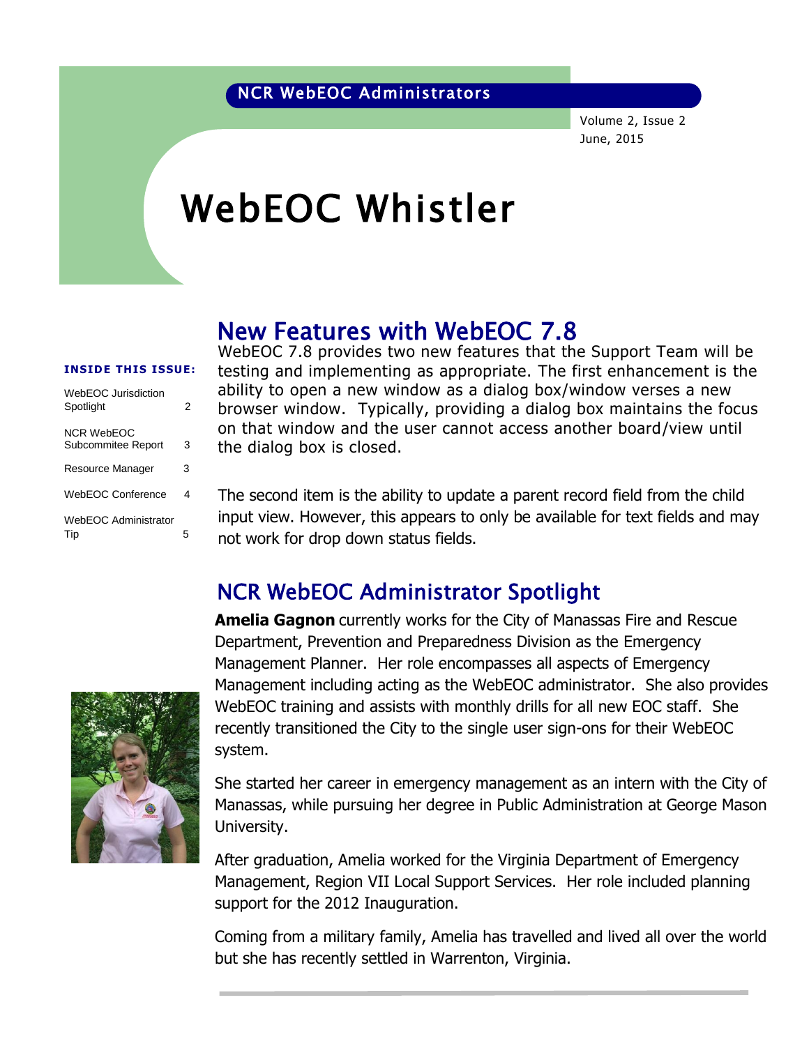NCR WebEOC Administrators

Volume 2, Issue 2
June, 2015

# WebEOC Whistler

**INSIDE THIS ISSUE:**

| | |
|---|---|
| WebEOC Jurisdiction Spotlight | 2 |
| NCR WebEOC Subcommitee Report | 3 |
| Resource Manager | 3 |
| WebEOC Conference | 4 |
| WebEOC Administrator Tip | 5 |

## New Features with WebEOC 7.8

WebEOC 7.8 provides two new features that the Support Team will be testing and implementing as appropriate. The first enhancement is the ability to open a new window as a dialog box/window verses a new browser window. Typically, providing a dialog box maintains the focus on that window and the user cannot access another board/view until the dialog box is closed.

The second item is the ability to update a parent record field from the child input view. However, this appears to only be available for text fields and may not work for drop down status fields.

## NCR WebEOC Administrator Spotlight

**Amelia Gagnon** currently works for the City of Manassas Fire and Rescue Department, Prevention and Preparedness Division as the Emergency Management Planner. Her role encompasses all aspects of Emergency Management including acting as the WebEOC administrator. She also provides WebEOC training and assists with monthly drills for all new EOC staff. She recently transitioned the City to the single user sign-ons for their WebEOC system.

She started her career in emergency management as an intern with the City of Manassas, while pursuing her degree in Public Administration at George Mason University.

After graduation, Amelia worked for the Virginia Department of Emergency Management, Region VII Local Support Services. Her role included planning support for the 2012 Inauguration.

Coming from a military family, Amelia has travelled and lived all over the world but she has recently settled in Warrenton, Virginia.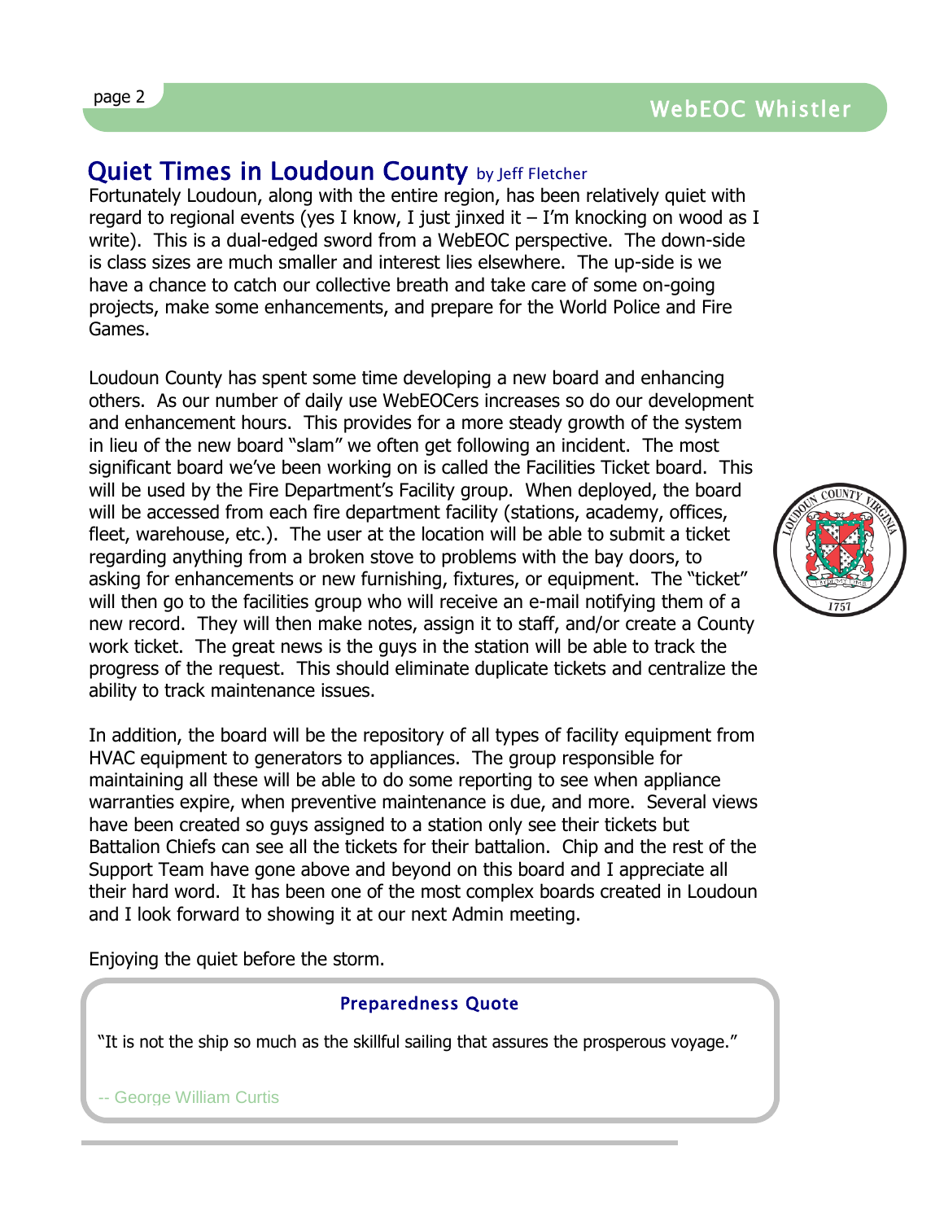## Quiet Times in Loudoun County by Jeff Fletcher

Fortunately Loudoun, along with the entire region, has been relatively quiet with regard to regional events (yes I know, I just jinxed it – I'm knocking on wood as I write). This is a dual-edged sword from a WebEOC perspective. The down-side is class sizes are much smaller and interest lies elsewhere. The up-side is we have a chance to catch our collective breath and take care of some on-going projects, make some enhancements, and prepare for the World Police and Fire Games.

Loudoun County has spent some time developing a new board and enhancing others. As our number of daily use WebEOCers increases so do our development and enhancement hours. This provides for a more steady growth of the system in lieu of the new board "slam" we often get following an incident. The most significant board we've been working on is called the Facilities Ticket board. This will be used by the Fire Department's Facility group. When deployed, the board will be accessed from each fire department facility (stations, academy, offices, fleet, warehouse, etc.). The user at the location will be able to submit a ticket regarding anything from a broken stove to problems with the bay doors, to asking for enhancements or new furnishing, fixtures, or equipment. The "ticket" will then go to the facilities group who will receive an e-mail notifying them of a new record. They will then make notes, assign it to staff, and/or create a County work ticket. The great news is the guys in the station will be able to track the progress of the request. This should eliminate duplicate tickets and centralize the ability to track maintenance issues.

In addition, the board will be the repository of all types of facility equipment from HVAC equipment to generators to appliances. The group responsible for maintaining all these will be able to do some reporting to see when appliance warranties expire, when preventive maintenance is due, and more. Several views have been created so guys assigned to a station only see their tickets but Battalion Chiefs can see all the tickets for their battalion. Chip and the rest of the Support Team have gone above and beyond on this board and I appreciate all their hard word. It has been one of the most complex boards created in Loudoun and I look forward to showing it at our next Admin meeting.

Enjoying the quiet before the storm.

### Preparedness Quote

"It is not the ship so much as the skillful sailing that assures the prosperous voyage."

-- George William Curtis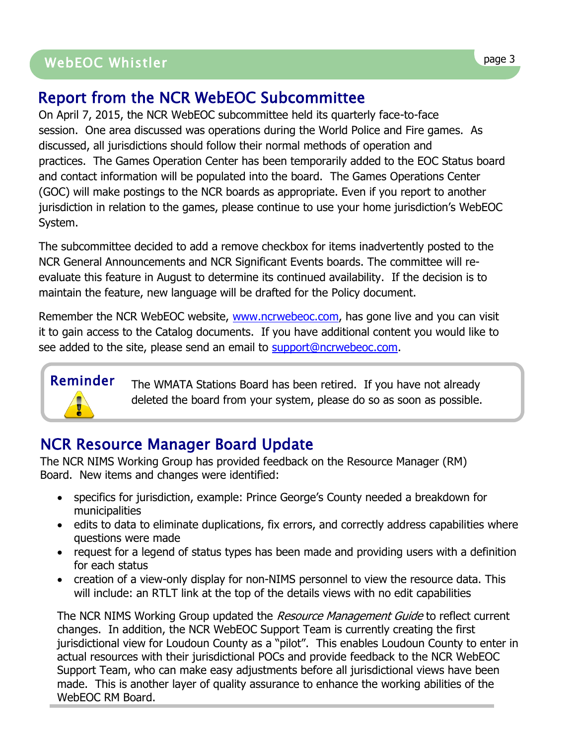## Report from the NCR WebEOC Subcommittee

On April 7, 2015, the NCR WebEOC subcommittee held its quarterly face-to-face session. One area discussed was operations during the World Police and Fire games. As discussed, all jurisdictions should follow their normal methods of operation and practices. The Games Operation Center has been temporarily added to the EOC Status board and contact information will be populated into the board. The Games Operations Center (GOC) will make postings to the NCR boards as appropriate. Even if you report to another jurisdiction in relation to the games, please continue to use your home jurisdiction's WebEOC System.

The subcommittee decided to add a remove checkbox for items inadvertently posted to the NCR General Announcements and NCR Significant Events boards. The committee will re-evaluate this feature in August to determine its continued availability. If the decision is to maintain the feature, new language will be drafted for the Policy document.

Remember the NCR WebEOC website, [www.ncrwebeoc.com](http://www.ncrwebeoc.com), has gone live and you can visit it to gain access to the Catalog documents. If you have additional content you would like to see added to the site, please send an email to [support@ncrwebeoc.com](mailto:support@ncrwebeoc.com).

**Reminder**

The WMATA Stations Board has been retired. If you have not already deleted the board from your system, please do so as soon as possible.

## NCR Resource Manager Board Update

The NCR NIMS Working Group has provided feedback on the Resource Manager (RM) Board. New items and changes were identified:

- specifics for jurisdiction, example: Prince George's County needed a breakdown for municipalities
- edits to data to eliminate duplications, fix errors, and correctly address capabilities where questions were made
- request for a legend of status types has been made and providing users with a definition for each status
- creation of a view-only display for non-NIMS personnel to view the resource data. This will include: an RTLT link at the top of the details views with no edit capabilities

The NCR NIMS Working Group updated the *Resource Management Guide* to reflect current changes. In addition, the NCR WebEOC Support Team is currently creating the first jurisdictional view for Loudoun County as a "pilot". This enables Loudoun County to enter in actual resources with their jurisdictional POCs and provide feedback to the NCR WebEOC Support Team, who can make easy adjustments before all jurisdictional views have been made. This is another layer of quality assurance to enhance the working abilities of the WebEOC RM Board.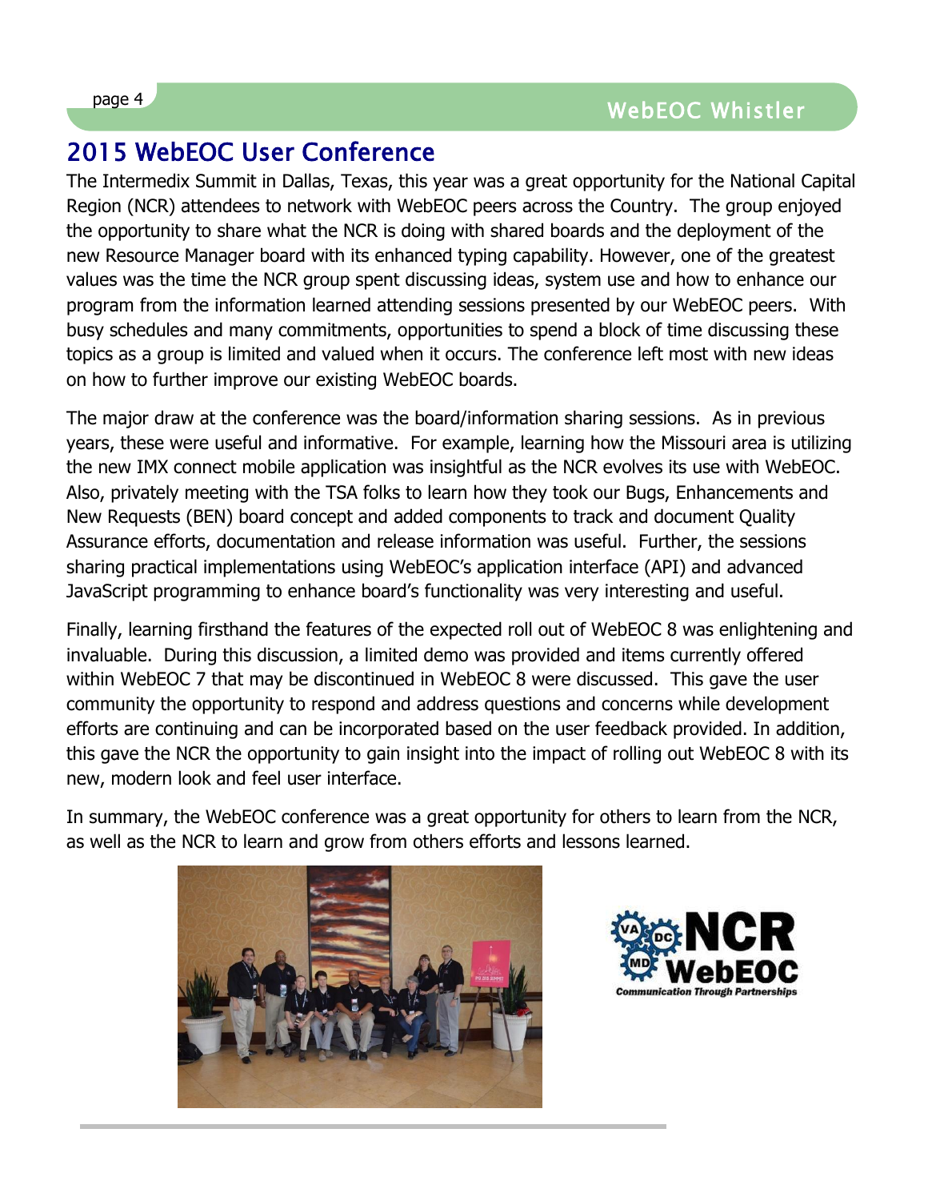## 2015 WebEOC User Conference

The Intermedix Summit in Dallas, Texas, this year was a great opportunity for the National Capital Region (NCR) attendees to network with WebEOC peers across the Country. The group enjoyed the opportunity to share what the NCR is doing with shared boards and the deployment of the new Resource Manager board with its enhanced typing capability. However, one of the greatest values was the time the NCR group spent discussing ideas, system use and how to enhance our program from the information learned attending sessions presented by our WebEOC peers. With busy schedules and many commitments, opportunities to spend a block of time discussing these topics as a group is limited and valued when it occurs. The conference left most with new ideas on how to further improve our existing WebEOC boards.

The major draw at the conference was the board/information sharing sessions. As in previous years, these were useful and informative. For example, learning how the Missouri area is utilizing the new IMX connect mobile application was insightful as the NCR evolves its use with WebEOC. Also, privately meeting with the TSA folks to learn how they took our Bugs, Enhancements and New Requests (BEN) board concept and added components to track and document Quality Assurance efforts, documentation and release information was useful. Further, the sessions sharing practical implementations using WebEOC's application interface (API) and advanced JavaScript programming to enhance board's functionality was very interesting and useful.

Finally, learning firsthand the features of the expected roll out of WebEOC 8 was enlightening and invaluable. During this discussion, a limited demo was provided and items currently offered within WebEOC 7 that may be discontinued in WebEOC 8 were discussed. This gave the user community the opportunity to respond and address questions and concerns while development efforts are continuing and can be incorporated based on the user feedback provided. In addition, this gave the NCR the opportunity to gain insight into the impact of rolling out WebEOC 8 with its new, modern look and feel user interface.

In summary, the WebEOC conference was a great opportunity for others to learn from the NCR, as well as the NCR to learn and grow from others efforts and lessons learned.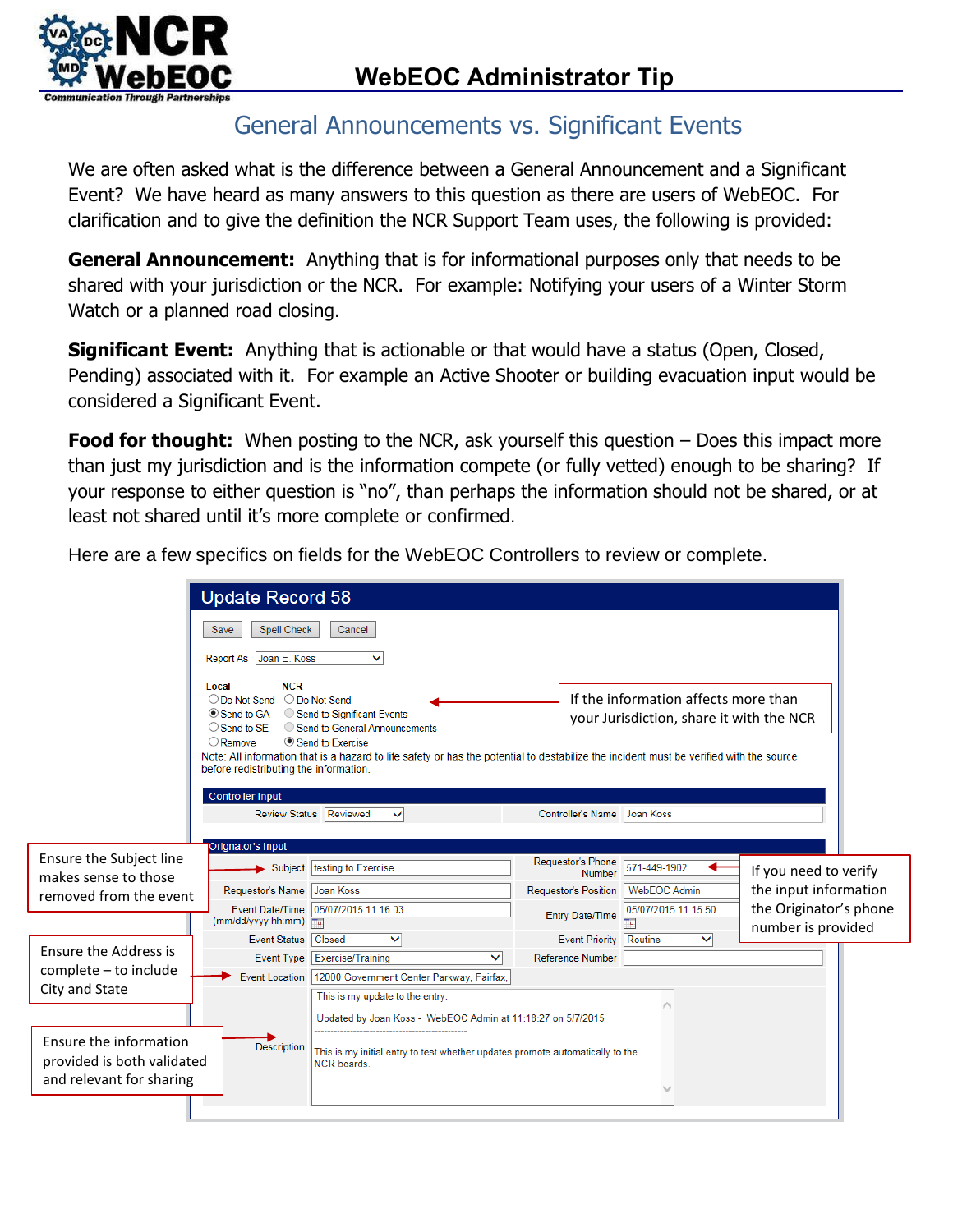# WebEOC Administrator Tip

## General Announcements vs. Significant Events

We are often asked what is the difference between a General Announcement and a Significant Event? We have heard as many answers to this question as there are users of WebEOC. For clarification and to give the definition the NCR Support Team uses, the following is provided:

**General Announcement:** Anything that is for informational purposes only that needs to be shared with your jurisdiction or the NCR. For example: Notifying your users of a Winter Storm Watch or a planned road closing.

**Significant Event:** Anything that is actionable or that would have a status (Open, Closed, Pending) associated with it. For example an Active Shooter or building evacuation input would be considered a Significant Event.

**Food for thought:** When posting to the NCR, ask yourself this question – Does this impact more than just my jurisdiction and is the information compete (or fully vetted) enough to be sharing? If your response to either question is "no", than perhaps the information should not be shared, or at least not shared until it's more complete or confirmed.

Here are a few specifics on fields for the WebEOC Controllers to review or complete.

**Update Record 58**

Save | Spell Check | Cancel

Report As: Joan E. Koss

| Local | NCR |
|---|---|
| ○ Do Not Send | ○ Do Not Send |
| ◉ Send to GA | ○ Send to Significant Events |
| ○ Send to SE | ○ Send to General Announcements |
| ○ Remove | ◉ Send to Exercise |

If the information affects more than your Jurisdiction, share it with the NCR

Note: All information that is a hazard to life safety or has the potential to destabilize the incident must be verified with the source before redistributing the information.

**Controller Input**

Review Status: Reviewed — Controller's Name: Joan Koss

**Orignator's Input**

| | | | |
|---|---|---|---|
| Subject | testing to Exercise | Requestor's Phone Number | 571-449-1902 |
| Requestor's Name | Joan Koss | Requestor's Position | WebEOC Admin |
| Event Date/Time (mm/dd/yyyy hh:mm) | 05/07/2015 11:16:03 | Entry Date/Time | 05/07/2015 11:15:50 |
| Event Status | Closed | Event Priority | Routine |
| Event Type | Exercise/Training | Reference Number | |
| Event Location | 12000 Government Center Parkway, Fairfax, | | |
| Description | This is my update to the entry. Updated by Joan Koss - WebEOC Admin at 11:18:27 on 5/7/2015 ------ This is my initial entry to test whether updates promote automatically to the NCR boards. | | |

Ensure the Subject line makes sense to those removed from the event

If you need to verify the input information the Originator's phone number is provided

Ensure the Address is complete – to include City and State

Ensure the information provided is both validated and relevant for sharing